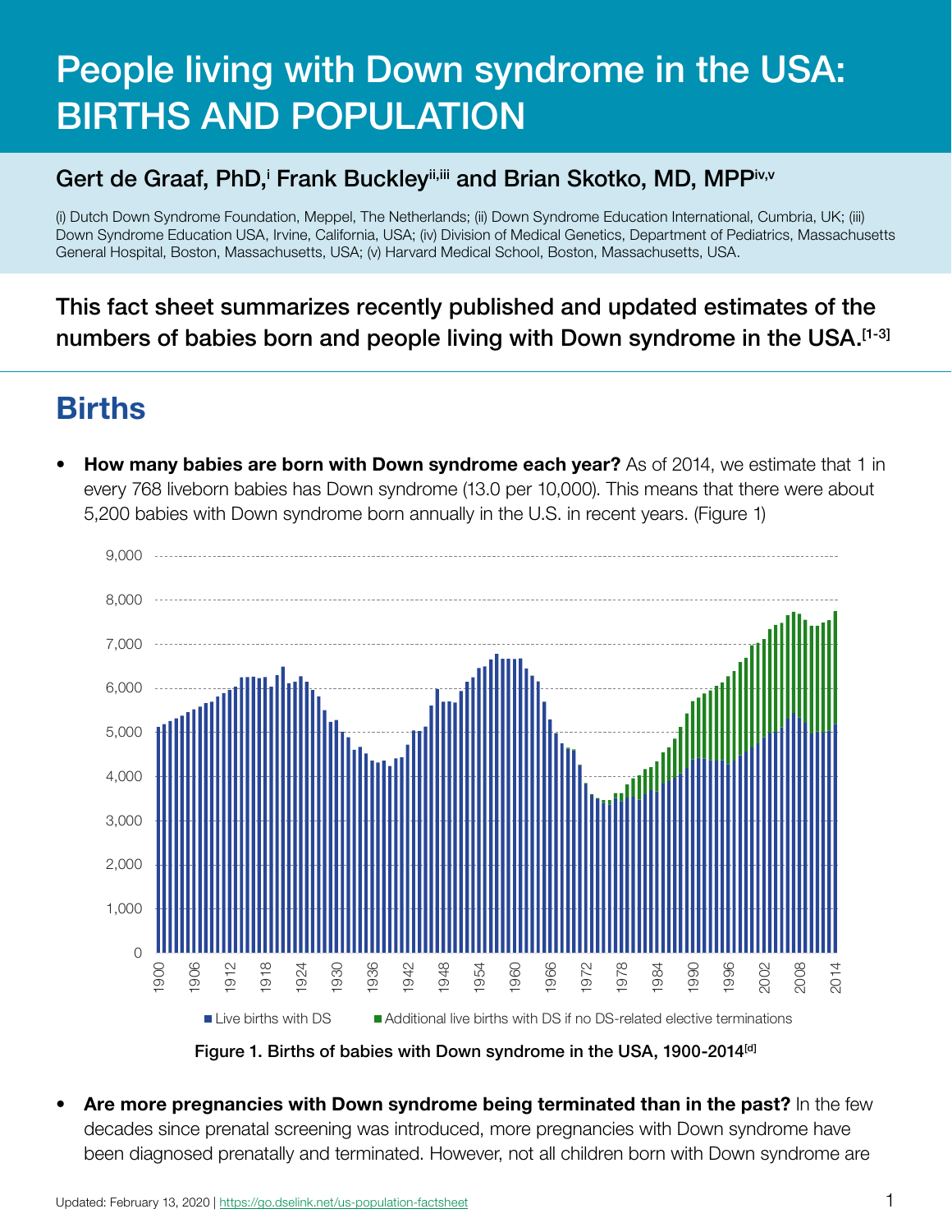# People living with Down syndrome in the USA: BIRTHS AND POPULATION

## Gert de Graaf, PhD,[i] Frank Buckley[ii,iii] and Brian Skotko, MD, MPP[iv,v]

(i) Dutch Down Syndrome Foundation, Meppel, The Netherlands; (ii) Down Syndrome Education International, Cumbria, UK; (iii) Down Syndrome Education USA, Irvine, California, USA; (iv) Division of Medical Genetics, Department of Pediatrics, Massachusetts General Hospital, Boston, Massachusetts, USA; (v) Harvard Medical School, Boston, Massachusetts, USA.

**This fact sheet summarizes recently published and updated estimates of the numbers of babies born and people living with Down syndrome in the USA.[1-3]**

## Births

- **How many babies are born with Down syndrome each year?** As of 2014, we estimate that 1 in every 768 liveborn babies has Down syndrome (13.0 per 10,000). This means that there were about 5,200 babies with Down syndrome born annually in the U.S. in recent years. (Figure 1)

Live births with DS · Additional live births with DS if no DS-related elective terminations

**Figure 1. Births of babies with Down syndrome in the USA, 1900-2014[d]**

- **Are more pregnancies with Down syndrome being terminated than in the past?** In the few decades since prenatal screening was introduced, more pregnancies with Down syndrome have been diagnosed prenatally and terminated. However, not all children born with Down syndrome are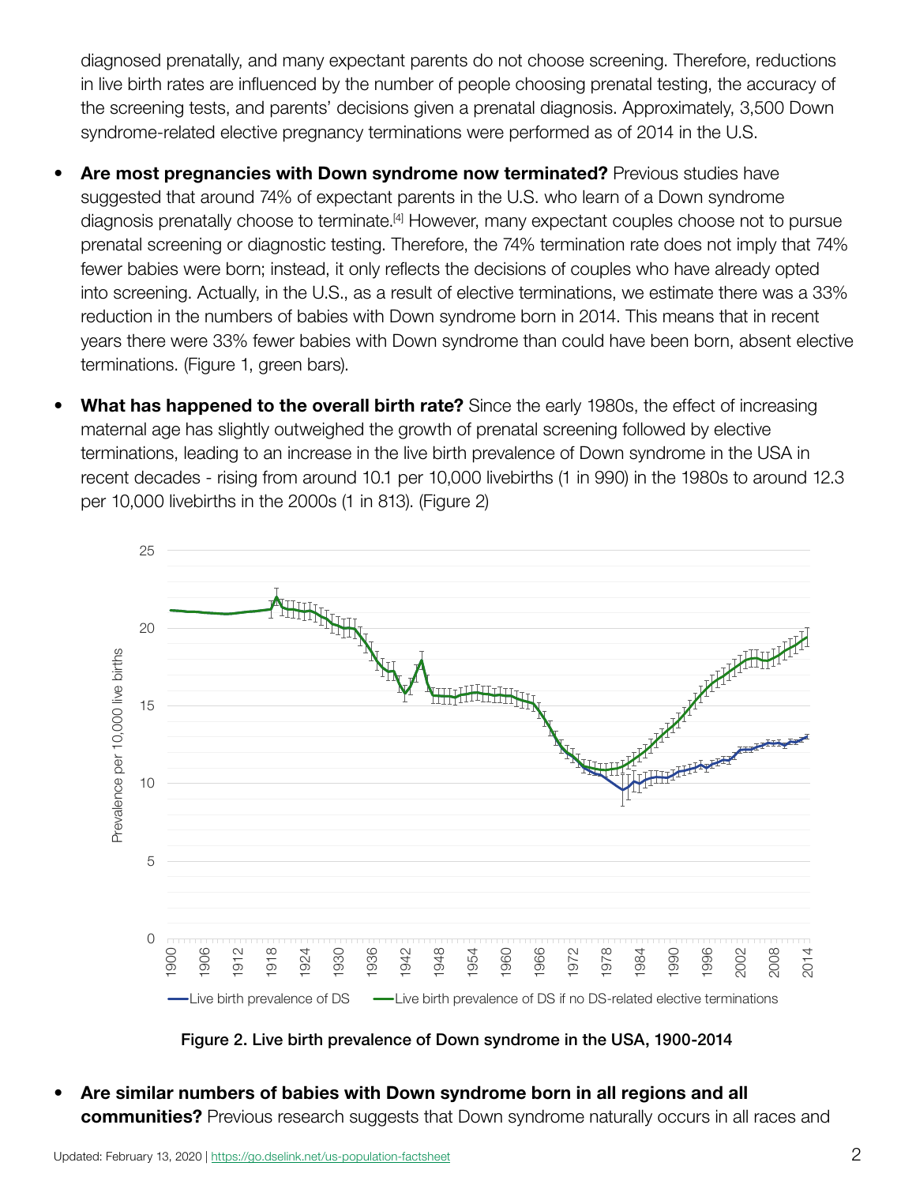diagnosed prenatally, and many expectant parents do not choose screening. Therefore, reductions in live birth rates are influenced by the number of people choosing prenatal testing, the accuracy of the screening tests, and parents' decisions given a prenatal diagnosis. Approximately, 3,500 Down syndrome-related elective pregnancy terminations were performed as of 2014 in the U.S.

- **Are most pregnancies with Down syndrome now terminated?** Previous studies have suggested that around 74% of expectant parents in the U.S. who learn of a Down syndrome diagnosis prenatally choose to terminate.[4] However, many expectant couples choose not to pursue prenatal screening or diagnostic testing. Therefore, the 74% termination rate does not imply that 74% fewer babies were born; instead, it only reflects the decisions of couples who have already opted into screening. Actually, in the U.S., as a result of elective terminations, we estimate there was a 33% reduction in the numbers of babies with Down syndrome born in 2014. This means that in recent years there were 33% fewer babies with Down syndrome than could have been born, absent elective terminations. (Figure 1, green bars).

- **What has happened to the overall birth rate?** Since the early 1980s, the effect of increasing maternal age has slightly outweighed the growth of prenatal screening followed by elective terminations, leading to an increase in the live birth prevalence of Down syndrome in the USA in recent decades - rising from around 10.1 per 10,000 livebirths (1 in 990) in the 1980s to around 12.3 per 10,000 livebirths in the 2000s (1 in 813). (Figure 2)

Figure 2. Live birth prevalence of Down syndrome in the USA, 1900-2014

- **Are similar numbers of babies with Down syndrome born in all regions and all communities?** Previous research suggests that Down syndrome naturally occurs in all races and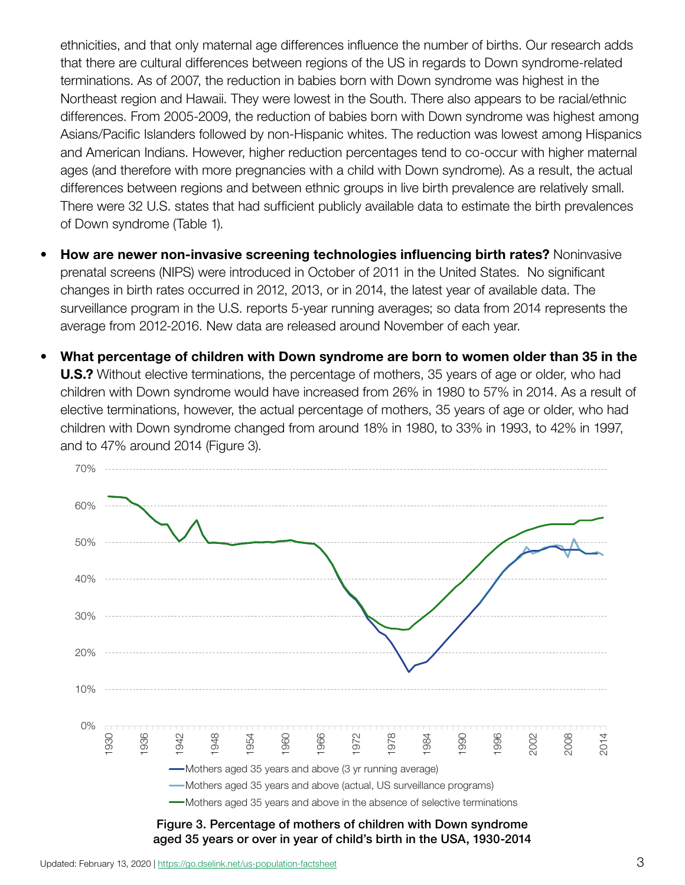ethnicities, and that only maternal age differences influence the number of births. Our research adds that there are cultural differences between regions of the US in regards to Down syndrome-related terminations. As of 2007, the reduction in babies born with Down syndrome was highest in the Northeast region and Hawaii. They were lowest in the South. There also appears to be racial/ethnic differences. From 2005-2009, the reduction of babies born with Down syndrome was highest among Asians/Pacific Islanders followed by non-Hispanic whites. The reduction was lowest among Hispanics and American Indians. However, higher reduction percentages tend to co-occur with higher maternal ages (and therefore with more pregnancies with a child with Down syndrome). As a result, the actual differences between regions and between ethnic groups in live birth prevalence are relatively small. There were 32 U.S. states that had sufficient publicly available data to estimate the birth prevalences of Down syndrome (Table 1).

- **How are newer non-invasive screening technologies influencing birth rates?** Noninvasive prenatal screens (NIPS) were introduced in October of 2011 in the United States. No significant changes in birth rates occurred in 2012, 2013, or in 2014, the latest year of available data. The surveillance program in the U.S. reports 5-year running averages; so data from 2014 represents the average from 2012-2016. New data are released around November of each year.

- **What percentage of children with Down syndrome are born to women older than 35 in the U.S.?** Without elective terminations, the percentage of mothers, 35 years of age or older, who had children with Down syndrome would have increased from 26% in 1980 to 57% in 2014. As a result of elective terminations, however, the actual percentage of mothers, 35 years of age or older, who had children with Down syndrome changed from around 18% in 1980, to 33% in 1993, to 42% in 1997, and to 47% around 2014 (Figure 3).

Figure 3. Percentage of mothers of children with Down syndrome aged 35 years or over in year of child's birth in the USA, 1930-2014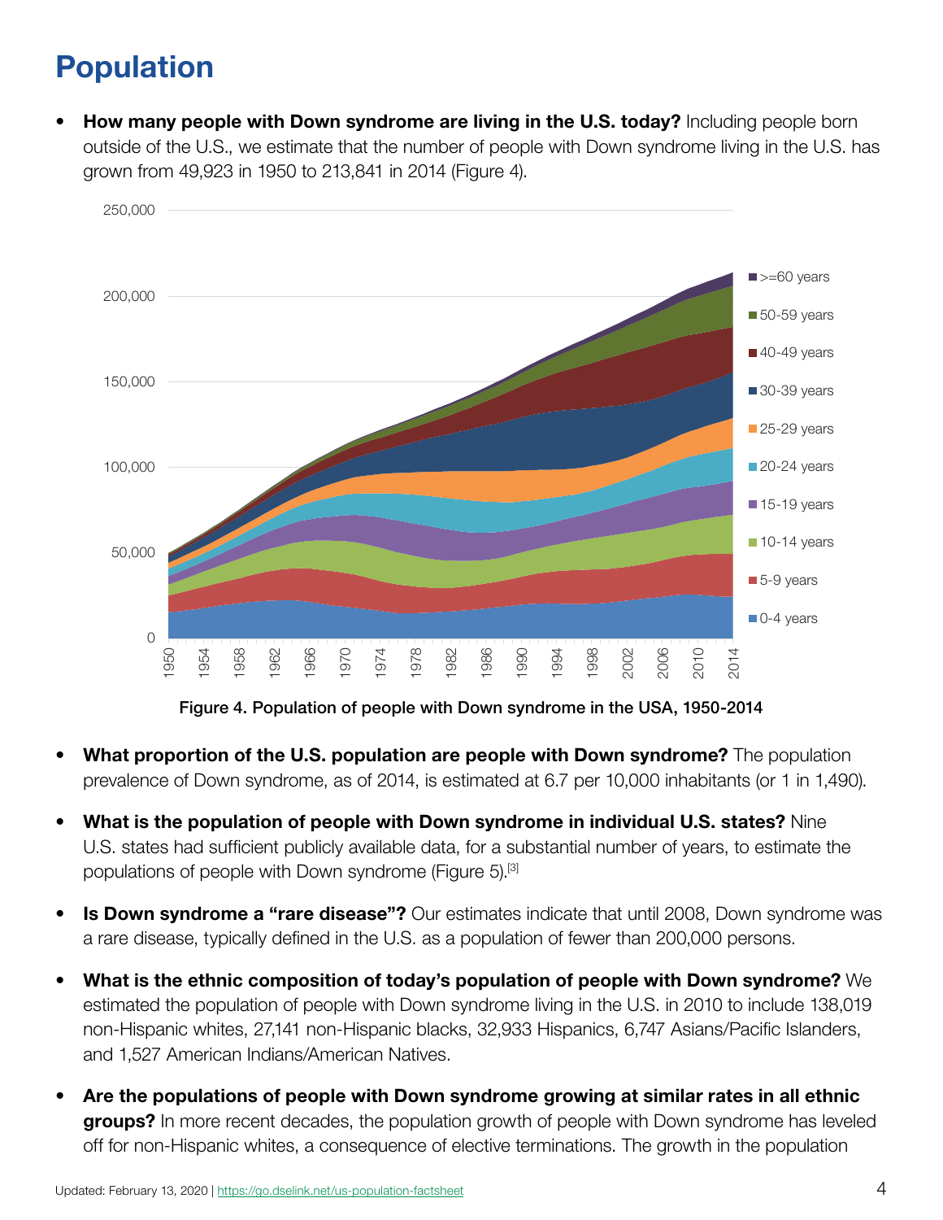# Population

- **How many people with Down syndrome are living in the U.S. today?** Including people born outside of the U.S., we estimate that the number of people with Down syndrome living in the U.S. has grown from 49,923 in 1950 to 213,841 in 2014 (Figure 4).

Figure 4. Population of people with Down syndrome in the USA, 1950-2014

- **What proportion of the U.S. population are people with Down syndrome?** The population prevalence of Down syndrome, as of 2014, is estimated at 6.7 per 10,000 inhabitants (or 1 in 1,490).

- **What is the population of people with Down syndrome in individual U.S. states?** Nine U.S. states had sufficient publicly available data, for a substantial number of years, to estimate the populations of people with Down syndrome (Figure 5).[3]

- **Is Down syndrome a "rare disease"?** Our estimates indicate that until 2008, Down syndrome was a rare disease, typically defined in the U.S. as a population of fewer than 200,000 persons.

- **What is the ethnic composition of today's population of people with Down syndrome?** We estimated the population of people with Down syndrome living in the U.S. in 2010 to include 138,019 non-Hispanic whites, 27,141 non-Hispanic blacks, 32,933 Hispanics, 6,747 Asians/Pacific Islanders, and 1,527 American Indians/American Natives.

- **Are the populations of people with Down syndrome growing at similar rates in all ethnic groups?** In more recent decades, the population growth of people with Down syndrome has leveled off for non-Hispanic whites, a consequence of elective terminations. The growth in the population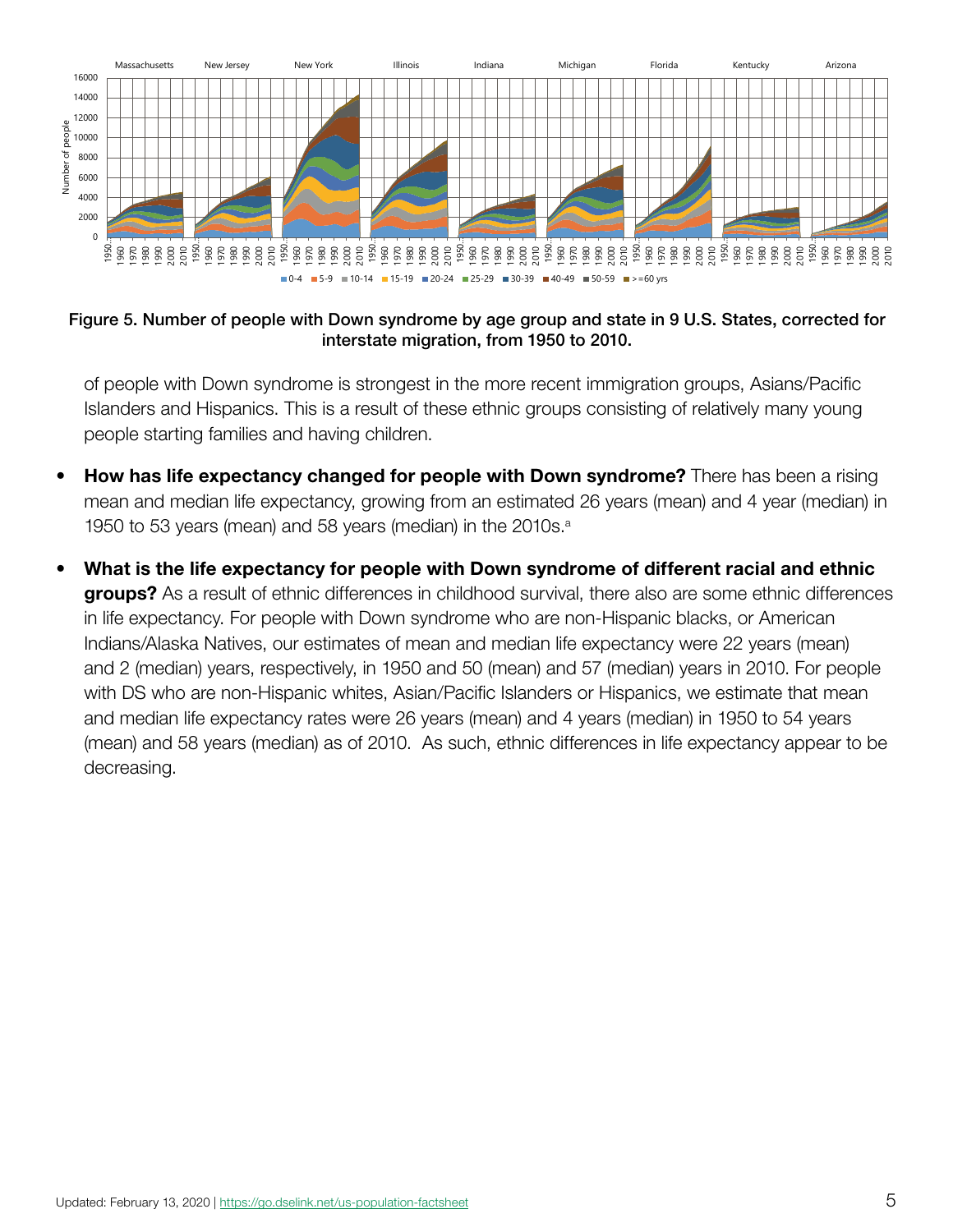**Figure 5. Number of people with Down syndrome by age group and state in 9 U.S. States, corrected for interstate migration, from 1950 to 2010.**

of people with Down syndrome is strongest in the more recent immigration groups, Asians/Pacific Islanders and Hispanics. This is a result of these ethnic groups consisting of relatively many young people starting families and having children.

- **How has life expectancy changed for people with Down syndrome?** There has been a rising mean and median life expectancy, growing from an estimated 26 years (mean) and 4 year (median) in 1950 to 53 years (mean) and 58 years (median) in the 2010s.[a]

- **What is the life expectancy for people with Down syndrome of different racial and ethnic groups?** As a result of ethnic differences in childhood survival, there also are some ethnic differences in life expectancy. For people with Down syndrome who are non-Hispanic blacks, or American Indians/Alaska Natives, our estimates of mean and median life expectancy were 22 years (mean) and 2 (median) years, respectively, in 1950 and 50 (mean) and 57 (median) years in 2010. For people with DS who are non-Hispanic whites, Asian/Pacific Islanders or Hispanics, we estimate that mean and median life expectancy rates were 26 years (mean) and 4 years (median) in 1950 to 54 years (mean) and 58 years (median) as of 2010. As such, ethnic differences in life expectancy appear to be decreasing.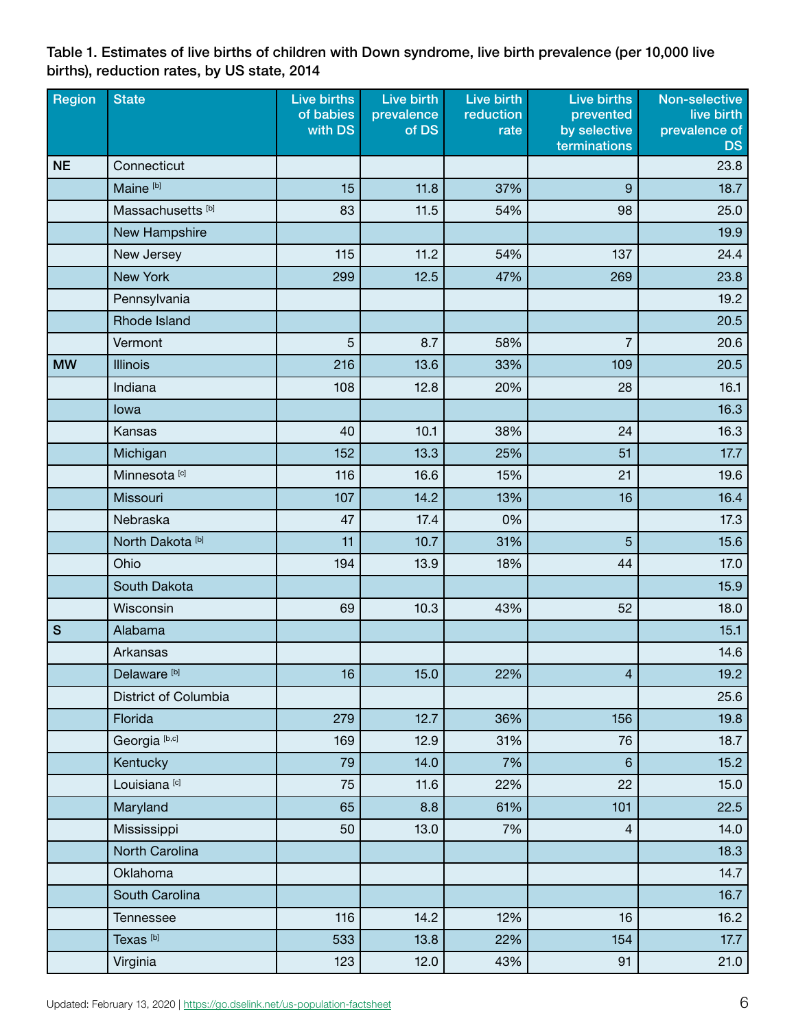**Table 1. Estimates of live births of children with Down syndrome, live birth prevalence (per 10,000 live births), reduction rates, by US state, 2014**

| Region | State | Live births of babies with DS | Live birth prevalence of DS | Live birth reduction rate | Live births prevented by selective terminations | Non-selective live birth prevalence of DS |
|---|---|---|---|---|---|---|
| NE | Connecticut | | | | | 23.8 |
| | Maine [b] | 15 | 11.8 | 37% | 9 | 18.7 |
| | Massachusetts [b] | 83 | 11.5 | 54% | 98 | 25.0 |
| | New Hampshire | | | | | 19.9 |
| | New Jersey | 115 | 11.2 | 54% | 137 | 24.4 |
| | New York | 299 | 12.5 | 47% | 269 | 23.8 |
| | Pennsylvania | | | | | 19.2 |
| | Rhode Island | | | | | 20.5 |
| | Vermont | 5 | 8.7 | 58% | 7 | 20.6 |
| MW | Illinois | 216 | 13.6 | 33% | 109 | 20.5 |
| | Indiana | 108 | 12.8 | 20% | 28 | 16.1 |
| | Iowa | | | | | 16.3 |
| | Kansas | 40 | 10.1 | 38% | 24 | 16.3 |
| | Michigan | 152 | 13.3 | 25% | 51 | 17.7 |
| | Minnesota [c] | 116 | 16.6 | 15% | 21 | 19.6 |
| | Missouri | 107 | 14.2 | 13% | 16 | 16.4 |
| | Nebraska | 47 | 17.4 | 0% | | 17.3 |
| | North Dakota [b] | 11 | 10.7 | 31% | 5 | 15.6 |
| | Ohio | 194 | 13.9 | 18% | 44 | 17.0 |
| | South Dakota | | | | | 15.9 |
| | Wisconsin | 69 | 10.3 | 43% | 52 | 18.0 |
| S | Alabama | | | | | 15.1 |
| | Arkansas | | | | | 14.6 |
| | Delaware [b] | 16 | 15.0 | 22% | 4 | 19.2 |
| | District of Columbia | | | | | 25.6 |
| | Florida | 279 | 12.7 | 36% | 156 | 19.8 |
| | Georgia [b,c] | 169 | 12.9 | 31% | 76 | 18.7 |
| | Kentucky | 79 | 14.0 | 7% | 6 | 15.2 |
| | Louisiana [c] | 75 | 11.6 | 22% | 22 | 15.0 |
| | Maryland | 65 | 8.8 | 61% | 101 | 22.5 |
| | Mississippi | 50 | 13.0 | 7% | 4 | 14.0 |
| | North Carolina | | | | | 18.3 |
| | Oklahoma | | | | | 14.7 |
| | South Carolina | | | | | 16.7 |
| | Tennessee | 116 | 14.2 | 12% | 16 | 16.2 |
| | Texas [b] | 533 | 13.8 | 22% | 154 | 17.7 |
| | Virginia | 123 | 12.0 | 43% | 91 | 21.0 |

Updated: February 13, 2020 | https://go.dselink.net/us-population-factsheet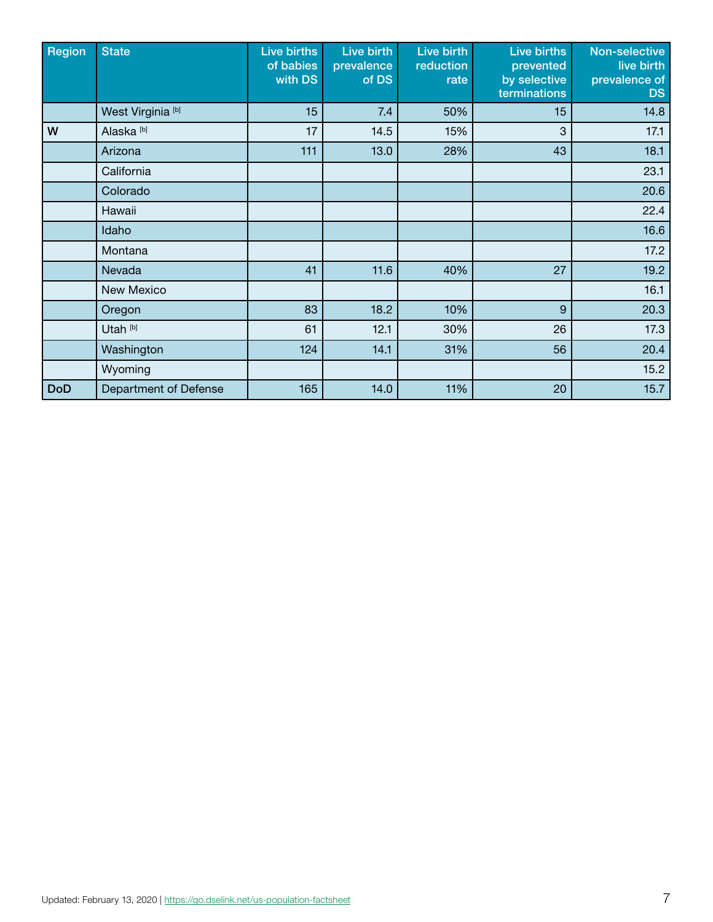| Region | State | Live births of babies with DS | Live birth prevalence of DS | Live birth reduction rate | Live births prevented by selective terminations | Non-selective live birth prevalence of DS |
|---|---|---|---|---|---|---|
| | West Virginia [b] | 15 | 7.4 | 50% | 15 | 14.8 |
| W | Alaska [b] | 17 | 14.5 | 15% | 3 | 17.1 |
| | Arizona | 111 | 13.0 | 28% | 43 | 18.1 |
| | California | | | | | 23.1 |
| | Colorado | | | | | 20.6 |
| | Hawaii | | | | | 22.4 |
| | Idaho | | | | | 16.6 |
| | Montana | | | | | 17.2 |
| | Nevada | 41 | 11.6 | 40% | 27 | 19.2 |
| | New Mexico | | | | | 16.1 |
| | Oregon | 83 | 18.2 | 10% | 9 | 20.3 |
| | Utah [b] | 61 | 12.1 | 30% | 26 | 17.3 |
| | Washington | 124 | 14.1 | 31% | 56 | 20.4 |
| | Wyoming | | | | | 15.2 |
| DoD | Department of Defense | 165 | 14.0 | 11% | 20 | 15.7 |

Updated: February 13, 2020 | https://go.dselink.net/us-population-factsheet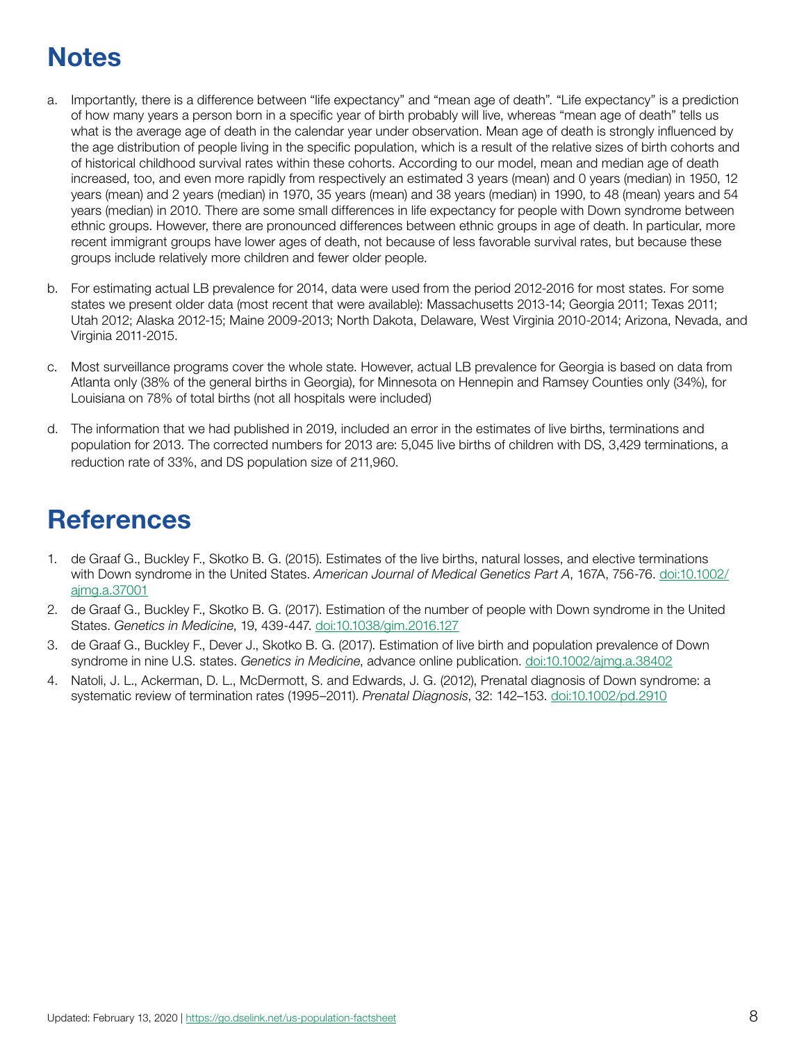# Notes

a. Importantly, there is a difference between "life expectancy" and "mean age of death". "Life expectancy" is a prediction of how many years a person born in a specific year of birth probably will live, whereas "mean age of death" tells us what is the average age of death in the calendar year under observation. Mean age of death is strongly influenced by the age distribution of people living in the specific population, which is a result of the relative sizes of birth cohorts and of historical childhood survival rates within these cohorts. According to our model, mean and median age of death increased, too, and even more rapidly from respectively an estimated 3 years (mean) and 0 years (median) in 1950, 12 years (mean) and 2 years (median) in 1970, 35 years (mean) and 38 years (median) in 1990, to 48 (mean) years and 54 years (median) in 2010. There are some small differences in life expectancy for people with Down syndrome between ethnic groups. However, there are pronounced differences between ethnic groups in age of death. In particular, more recent immigrant groups have lower ages of death, not because of less favorable survival rates, but because these groups include relatively more children and fewer older people.

b. For estimating actual LB prevalence for 2014, data were used from the period 2012-2016 for most states. For some states we present older data (most recent that were available): Massachusetts 2013-14; Georgia 2011; Texas 2011; Utah 2012; Alaska 2012-15; Maine 2009-2013; North Dakota, Delaware, West Virginia 2010-2014; Arizona, Nevada, and Virginia 2011-2015.

c. Most surveillance programs cover the whole state. However, actual LB prevalence for Georgia is based on data from Atlanta only (38% of the general births in Georgia), for Minnesota on Hennepin and Ramsey Counties only (34%), for Louisiana on 78% of total births (not all hospitals were included)

d. The information that we had published in 2019, included an error in the estimates of live births, terminations and population for 2013. The corrected numbers for 2013 are: 5,045 live births of children with DS, 3,429 terminations, a reduction rate of 33%, and DS population size of 211,960.

# References

1. de Graaf G., Buckley F., Skotko B. G. (2015). Estimates of the live births, natural losses, and elective terminations with Down syndrome in the United States. *American Journal of Medical Genetics Part A*, 167A, 756-76. doi:10.1002/ajmg.a.37001
2. de Graaf G., Buckley F., Skotko B. G. (2017). Estimation of the number of people with Down syndrome in the United States. *Genetics in Medicine*, 19, 439-447. doi:10.1038/gim.2016.127
3. de Graaf G., Buckley F., Dever J., Skotko B. G. (2017). Estimation of live birth and population prevalence of Down syndrome in nine U.S. states. *Genetics in Medicine*, advance online publication. doi:10.1002/ajmg.a.38402
4. Natoli, J. L., Ackerman, D. L., McDermott, S. and Edwards, J. G. (2012), Prenatal diagnosis of Down syndrome: a systematic review of termination rates (1995–2011). *Prenatal Diagnosis*, 32: 142–153. doi:10.1002/pd.2910